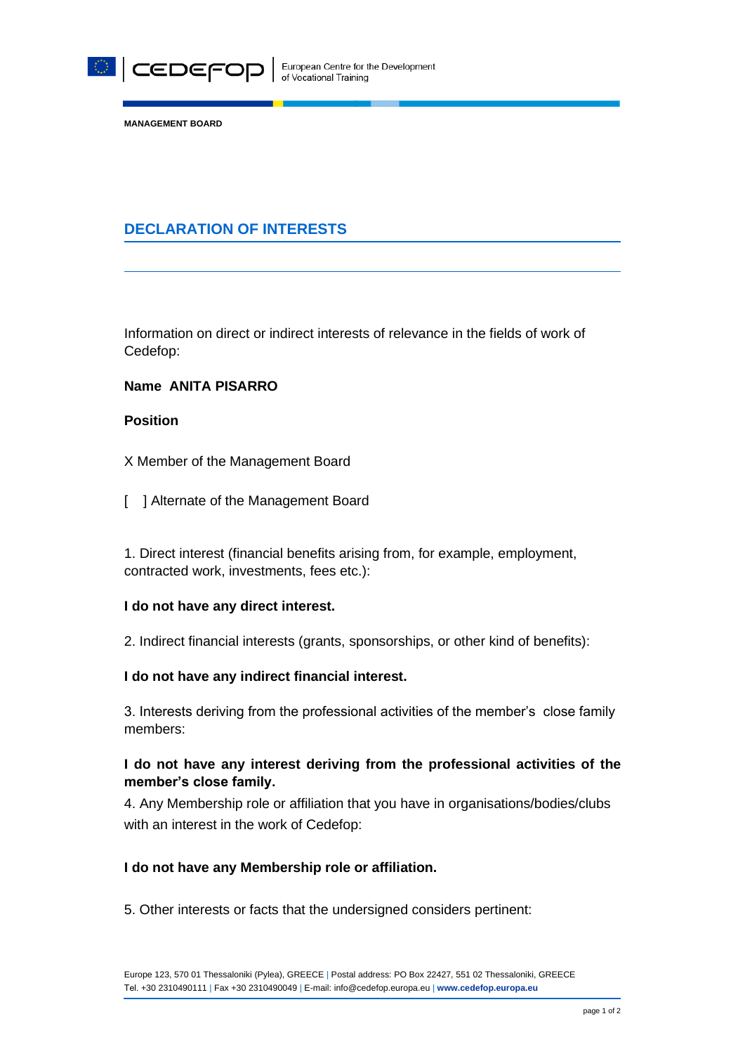MANAGEMENT BOARD

# DECLARATION OF INTERESTS

Information on direct or indirect interests of relevance in the fields of work of Cedefop:

**Name ANITA PISARRO**

**Position**

X Member of the Management Board

[ ] Alternate of the Management Board

1. Direct interest (financial benefits arising from, for example, employment, contracted work, investments, fees etc.):

**I do not have any direct interest.**

2. Indirect financial interests (grants, sponsorships, or other kind of benefits):

**I do not have any indirect financial interest.**

3. Interests deriving from the professional activities of the member's close family members:

**I do not have any interest deriving from the professional activities of the member's close family.**

4. Any Membership role or affiliation that you have in organisations/bodies/clubs with an interest in the work of Cedefop:

**I do not have any Membership role or affiliation.**

5. Other interests or facts that the undersigned considers pertinent:

Europe 123, 570 01 Thessaloniki (Pylea), GREECE | Postal address: PO Box 22427, 551 02 Thessaloniki, GREECE
Tel. +30 2310490111 | Fax +30 2310490049 | E-mail: info@cedefop.europa.eu | **www.cedefop.europa.eu**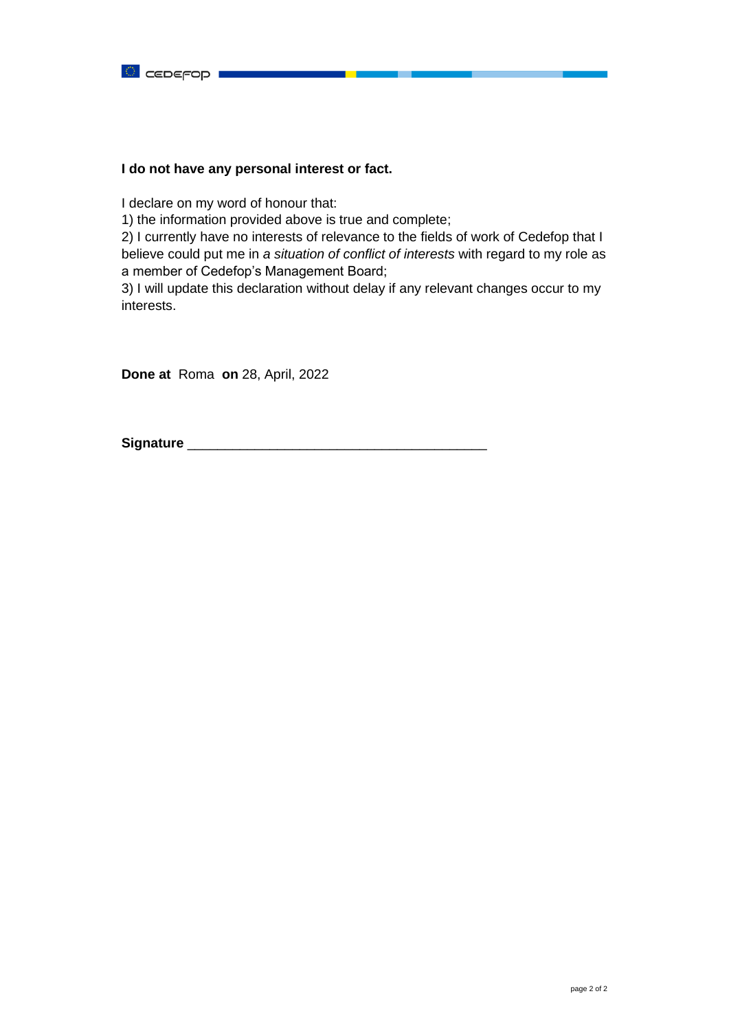**I do not have any personal interest or fact.**

I declare on my word of honour that:

1) the information provided above is true and complete;

2) I currently have no interests of relevance to the fields of work of Cedefop that I believe could put me in *a situation of conflict of interests* with regard to my role as a member of Cedefop's Management Board;

3) I will update this declaration without delay if any relevant changes occur to my interests.

**Done at** Roma **on** 28, April, 2022

**Signature** ________________________________________